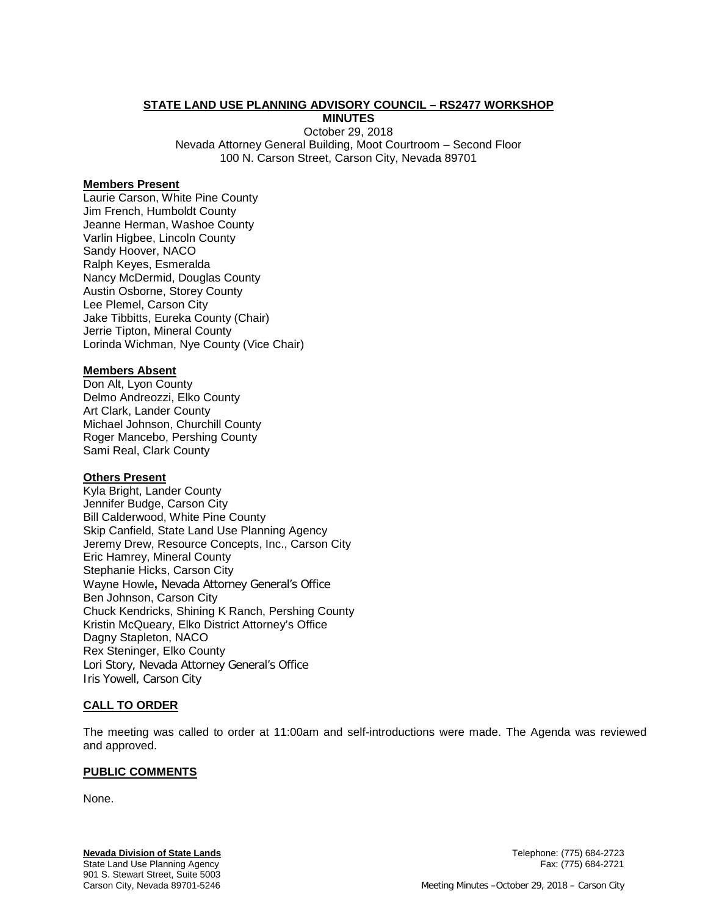**STATE LAND USE PLANNING ADVISORY COUNCIL – RS2477 WORKSHOP**

**MINUTES**

October 29, 2018
Nevada Attorney General Building, Moot Courtroom – Second Floor
100 N. Carson Street, Carson City, Nevada 89701

**Members Present**

Laurie Carson, White Pine County
Jim French, Humboldt County
Jeanne Herman, Washoe County
Varlin Higbee, Lincoln County
Sandy Hoover, NACO
Ralph Keyes, Esmeralda
Nancy McDermid, Douglas County
Austin Osborne, Storey County
Lee Plemel, Carson City
Jake Tibbitts, Eureka County (Chair)
Jerrie Tipton, Mineral County
Lorinda Wichman, Nye County (Vice Chair)

**Members Absent**

Don Alt, Lyon County
Delmo Andreozzi, Elko County
Art Clark, Lander County
Michael Johnson, Churchill County
Roger Mancebo, Pershing County
Sami Real, Clark County

**Others Present**

Kyla Bright, Lander County
Jennifer Budge, Carson City
Bill Calderwood, White Pine County
Skip Canfield, State Land Use Planning Agency
Jeremy Drew, Resource Concepts, Inc., Carson City
Eric Hamrey, Mineral County
Stephanie Hicks, Carson City
Wayne Howle, Nevada Attorney General's Office
Ben Johnson, Carson City
Chuck Kendricks, Shining K Ranch, Pershing County
Kristin McQueary, Elko District Attorney's Office
Dagny Stapleton, NACO
Rex Steninger, Elko County
Lori Story, Nevada Attorney General's Office
Iris Yowell, Carson City

**CALL TO ORDER**

The meeting was called to order at 11:00am and self-introductions were made. The Agenda was reviewed and approved.

**PUBLIC COMMENTS**

None.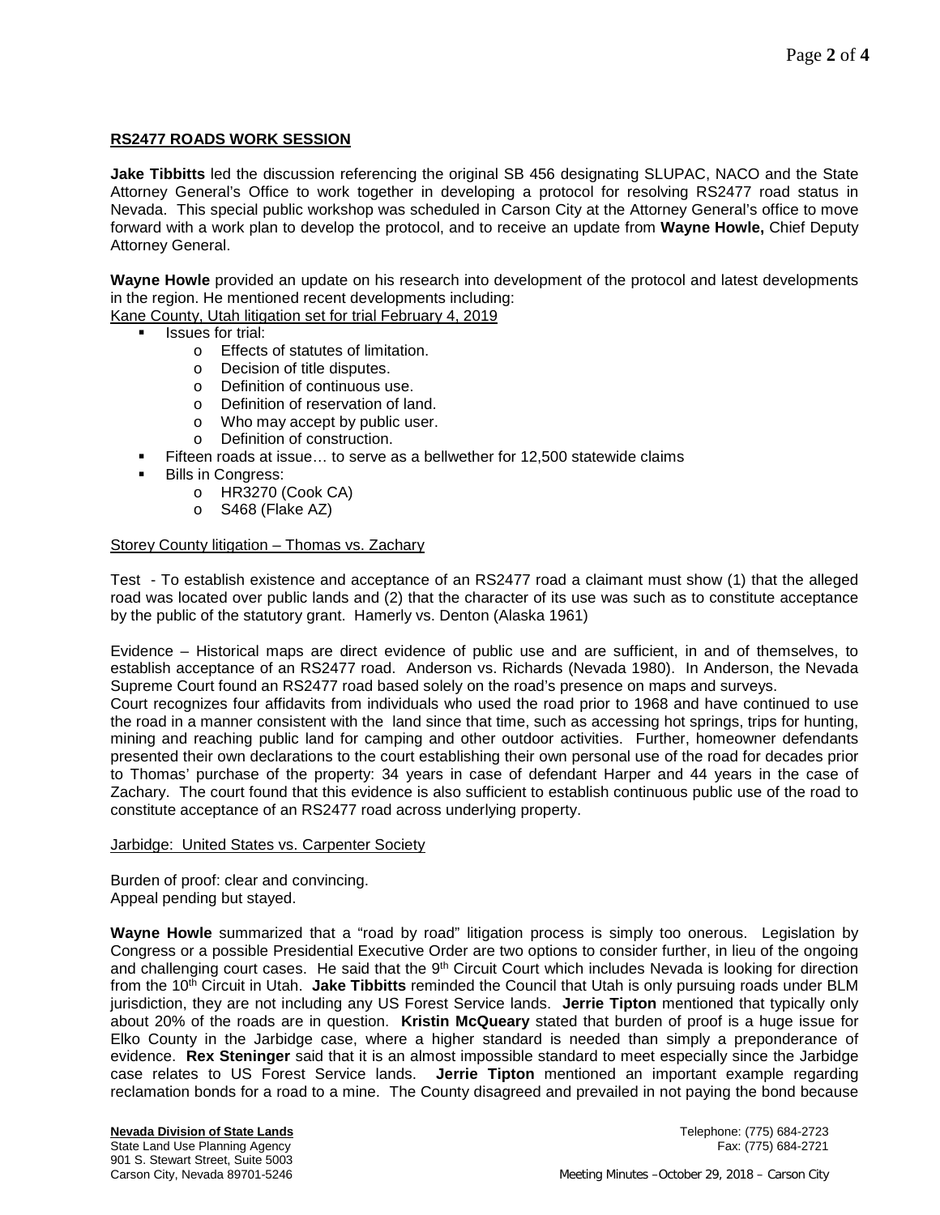## RS2477 ROADS WORK SESSION

**Jake Tibbitts** led the discussion referencing the original SB 456 designating SLUPAC, NACO and the State Attorney General's Office to work together in developing a protocol for resolving RS2477 road status in Nevada. This special public workshop was scheduled in Carson City at the Attorney General's office to move forward with a work plan to develop the protocol, and to receive an update from **Wayne Howle,** Chief Deputy Attorney General.

**Wayne Howle** provided an update on his research into development of the protocol and latest developments in the region. He mentioned recent developments including:

Kane County, Utah litigation set for trial February 4, 2019

- Issues for trial:
  - Effects of statutes of limitation.
  - Decision of title disputes.
  - Definition of continuous use.
  - Definition of reservation of land.
  - Who may accept by public user.
  - Definition of construction.
- Fifteen roads at issue… to serve as a bellwether for 12,500 statewide claims
- Bills in Congress:
  - HR3270 (Cook CA)
  - S468 (Flake AZ)

Storey County litigation – Thomas vs. Zachary

Test - To establish existence and acceptance of an RS2477 road a claimant must show (1) that the alleged road was located over public lands and (2) that the character of its use was such as to constitute acceptance by the public of the statutory grant. Hamerly vs. Denton (Alaska 1961)

Evidence – Historical maps are direct evidence of public use and are sufficient, in and of themselves, to establish acceptance of an RS2477 road. Anderson vs. Richards (Nevada 1980). In Anderson, the Nevada Supreme Court found an RS2477 road based solely on the road's presence on maps and surveys.

Court recognizes four affidavits from individuals who used the road prior to 1968 and have continued to use the road in a manner consistent with the land since that time, such as accessing hot springs, trips for hunting, mining and reaching public land for camping and other outdoor activities. Further, homeowner defendants presented their own declarations to the court establishing their own personal use of the road for decades prior to Thomas' purchase of the property: 34 years in case of defendant Harper and 44 years in the case of Zachary. The court found that this evidence is also sufficient to establish continuous public use of the road to constitute acceptance of an RS2477 road across underlying property.

Jarbidge: United States vs. Carpenter Society

Burden of proof: clear and convincing.
Appeal pending but stayed.

**Wayne Howle** summarized that a "road by road" litigation process is simply too onerous. Legislation by Congress or a possible Presidential Executive Order are two options to consider further, in lieu of the ongoing and challenging court cases. He said that the 9th Circuit Court which includes Nevada is looking for direction from the 10th Circuit in Utah. **Jake Tibbitts** reminded the Council that Utah is only pursuing roads under BLM jurisdiction, they are not including any US Forest Service lands. **Jerrie Tipton** mentioned that typically only about 20% of the roads are in question. **Kristin McQueary** stated that burden of proof is a huge issue for Elko County in the Jarbidge case, where a higher standard is needed than simply a preponderance of evidence. **Rex Steninger** said that it is an almost impossible standard to meet especially since the Jarbidge case relates to US Forest Service lands. **Jerrie Tipton** mentioned an important example regarding reclamation bonds for a road to a mine. The County disagreed and prevailed in not paying the bond because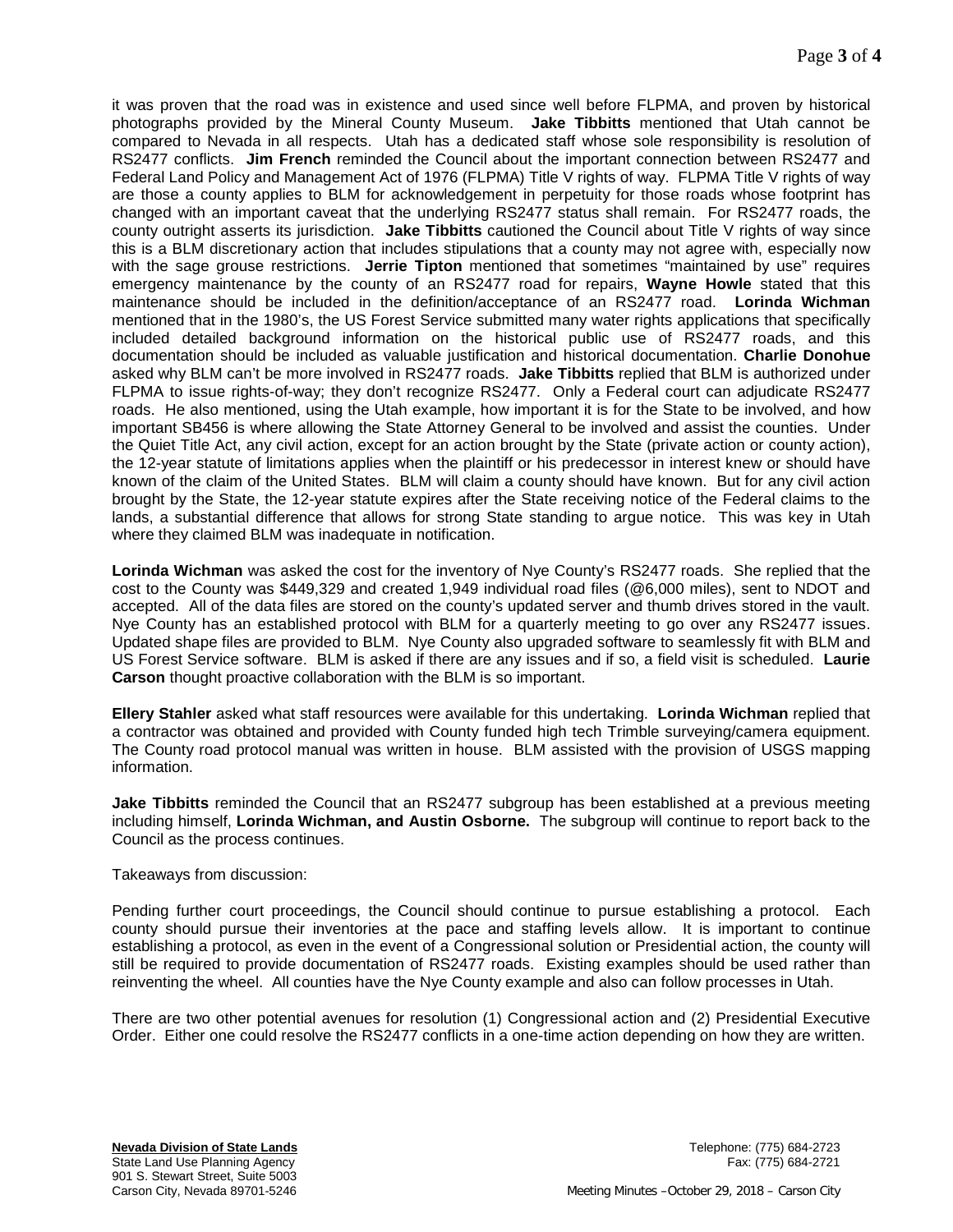it was proven that the road was in existence and used since well before FLPMA, and proven by historical photographs provided by the Mineral County Museum. **Jake Tibbitts** mentioned that Utah cannot be compared to Nevada in all respects. Utah has a dedicated staff whose sole responsibility is resolution of RS2477 conflicts. **Jim French** reminded the Council about the important connection between RS2477 and Federal Land Policy and Management Act of 1976 (FLPMA) Title V rights of way. FLPMA Title V rights of way are those a county applies to BLM for acknowledgement in perpetuity for those roads whose footprint has changed with an important caveat that the underlying RS2477 status shall remain. For RS2477 roads, the county outright asserts its jurisdiction. **Jake Tibbitts** cautioned the Council about Title V rights of way since this is a BLM discretionary action that includes stipulations that a county may not agree with, especially now with the sage grouse restrictions. **Jerrie Tipton** mentioned that sometimes "maintained by use" requires emergency maintenance by the county of an RS2477 road for repairs, **Wayne Howle** stated that this maintenance should be included in the definition/acceptance of an RS2477 road. **Lorinda Wichman** mentioned that in the 1980's, the US Forest Service submitted many water rights applications that specifically included detailed background information on the historical public use of RS2477 roads, and this documentation should be included as valuable justification and historical documentation. **Charlie Donohue** asked why BLM can't be more involved in RS2477 roads. **Jake Tibbitts** replied that BLM is authorized under FLPMA to issue rights-of-way; they don't recognize RS2477. Only a Federal court can adjudicate RS2477 roads. He also mentioned, using the Utah example, how important it is for the State to be involved, and how important SB456 is where allowing the State Attorney General to be involved and assist the counties. Under the Quiet Title Act, any civil action, except for an action brought by the State (private action or county action), the 12-year statute of limitations applies when the plaintiff or his predecessor in interest knew or should have known of the claim of the United States. BLM will claim a county should have known. But for any civil action brought by the State, the 12-year statute expires after the State receiving notice of the Federal claims to the lands, a substantial difference that allows for strong State standing to argue notice. This was key in Utah where they claimed BLM was inadequate in notification.

**Lorinda Wichman** was asked the cost for the inventory of Nye County's RS2477 roads. She replied that the cost to the County was $449,329 and created 1,949 individual road files (@6,000 miles), sent to NDOT and accepted. All of the data files are stored on the county's updated server and thumb drives stored in the vault. Nye County has an established protocol with BLM for a quarterly meeting to go over any RS2477 issues. Updated shape files are provided to BLM. Nye County also upgraded software to seamlessly fit with BLM and US Forest Service software. BLM is asked if there are any issues and if so, a field visit is scheduled. **Laurie Carson** thought proactive collaboration with the BLM is so important.

**Ellery Stahler** asked what staff resources were available for this undertaking. **Lorinda Wichman** replied that a contractor was obtained and provided with County funded high tech Trimble surveying/camera equipment. The County road protocol manual was written in house. BLM assisted with the provision of USGS mapping information.

**Jake Tibbitts** reminded the Council that an RS2477 subgroup has been established at a previous meeting including himself, **Lorinda Wichman, and Austin Osborne.** The subgroup will continue to report back to the Council as the process continues.

Takeaways from discussion:

Pending further court proceedings, the Council should continue to pursue establishing a protocol. Each county should pursue their inventories at the pace and staffing levels allow. It is important to continue establishing a protocol, as even in the event of a Congressional solution or Presidential action, the county will still be required to provide documentation of RS2477 roads. Existing examples should be used rather than reinventing the wheel. All counties have the Nye County example and also can follow processes in Utah.

There are two other potential avenues for resolution (1) Congressional action and (2) Presidential Executive Order. Either one could resolve the RS2477 conflicts in a one-time action depending on how they are written.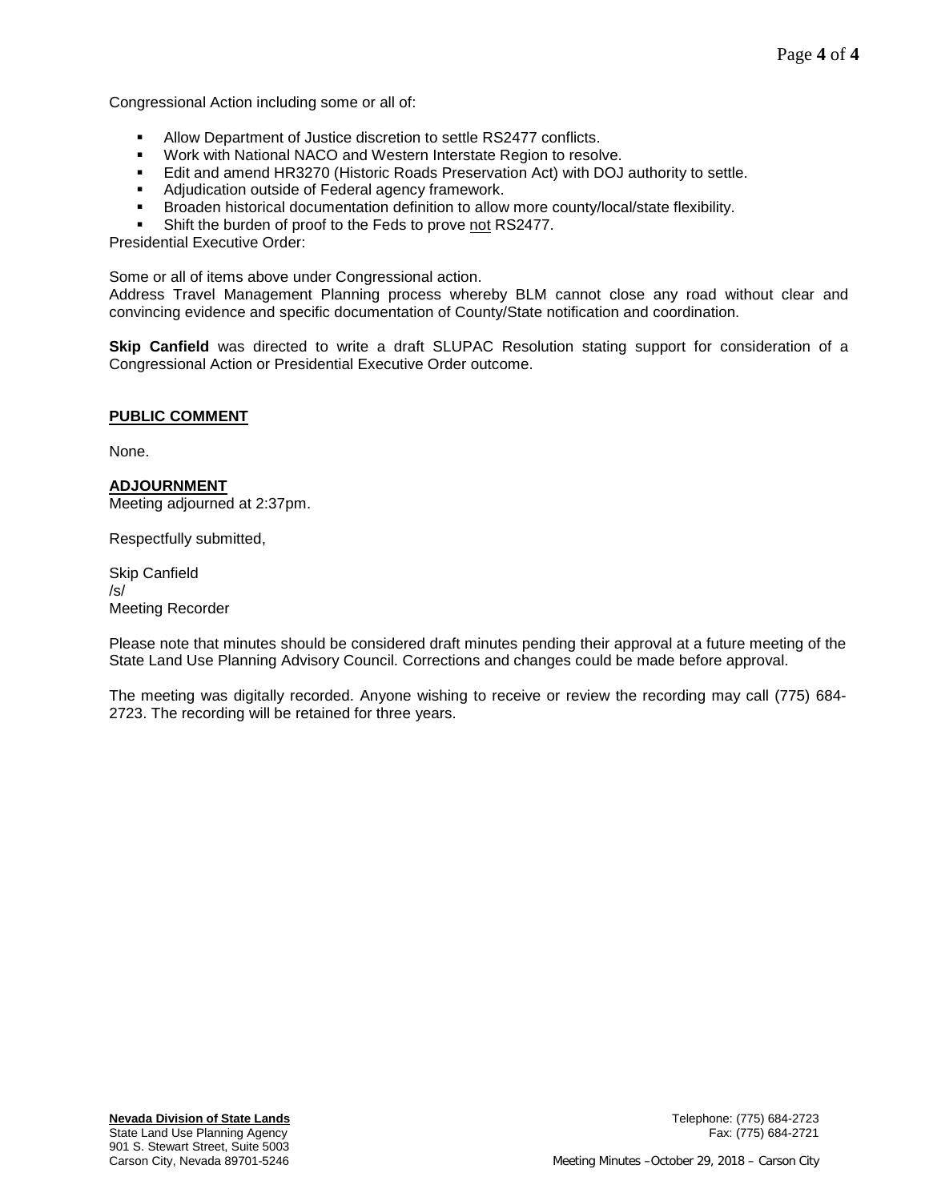Congressional Action including some or all of:

- Allow Department of Justice discretion to settle RS2477 conflicts.
- Work with National NACO and Western Interstate Region to resolve.
- Edit and amend HR3270 (Historic Roads Preservation Act) with DOJ authority to settle.
- Adjudication outside of Federal agency framework.
- Broaden historical documentation definition to allow more county/local/state flexibility.
- Shift the burden of proof to the Feds to prove <u>not</u> RS2477.

Presidential Executive Order:

Some or all of items above under Congressional action.
Address Travel Management Planning process whereby BLM cannot close any road without clear and convincing evidence and specific documentation of County/State notification and coordination.

**Skip Canfield** was directed to write a draft SLUPAC Resolution stating support for consideration of a Congressional Action or Presidential Executive Order outcome.

## PUBLIC COMMENT

None.

## ADJOURNMENT

Meeting adjourned at 2:37pm.

Respectfully submitted,

Skip Canfield
/s/
Meeting Recorder

Please note that minutes should be considered draft minutes pending their approval at a future meeting of the State Land Use Planning Advisory Council. Corrections and changes could be made before approval.

The meeting was digitally recorded. Anyone wishing to receive or review the recording may call (775) 684-2723. The recording will be retained for three years.